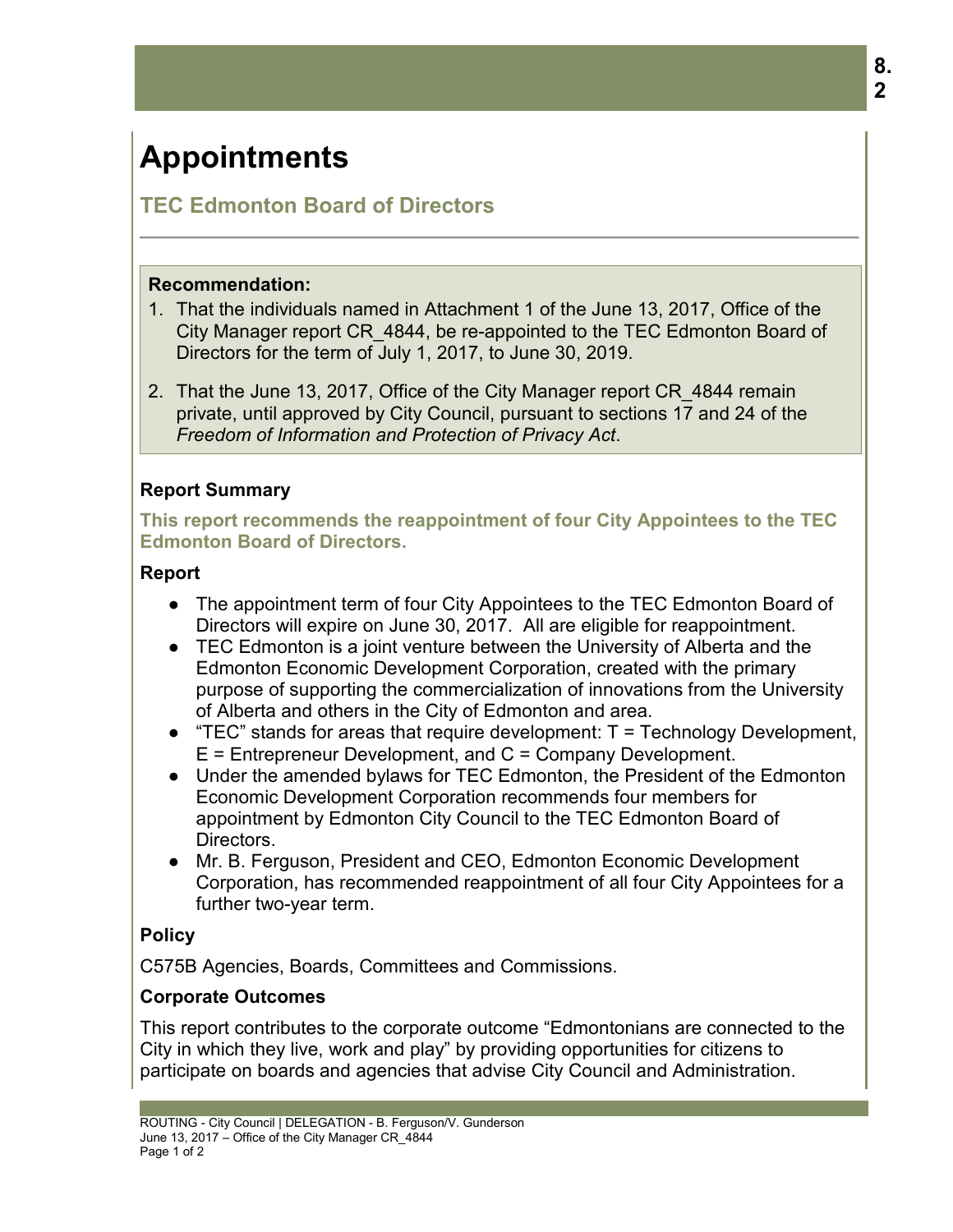# Appointments

## TEC Edmonton Board of Directors

**Recommendation:**

1. That the individuals named in Attachment 1 of the June 13, 2017, Office of the City Manager report CR_4844, be re-appointed to the TEC Edmonton Board of Directors for the term of July 1, 2017, to June 30, 2019.
2. That the June 13, 2017, Office of the City Manager report CR_4844 remain private, until approved by City Council, pursuant to sections 17 and 24 of the *Freedom of Information and Protection of Privacy Act*.

### Report Summary

**This report recommends the reappointment of four City Appointees to the TEC Edmonton Board of Directors.**

### Report

- The appointment term of four City Appointees to the TEC Edmonton Board of Directors will expire on June 30, 2017. All are eligible for reappointment.
- TEC Edmonton is a joint venture between the University of Alberta and the Edmonton Economic Development Corporation, created with the primary purpose of supporting the commercialization of innovations from the University of Alberta and others in the City of Edmonton and area.
- "TEC" stands for areas that require development: T = Technology Development, E = Entrepreneur Development, and C = Company Development.
- Under the amended bylaws for TEC Edmonton, the President of the Edmonton Economic Development Corporation recommends four members for appointment by Edmonton City Council to the TEC Edmonton Board of Directors.
- Mr. B. Ferguson, President and CEO, Edmonton Economic Development Corporation, has recommended reappointment of all four City Appointees for a further two-year term.

### Policy

C575B Agencies, Boards, Committees and Commissions.

### Corporate Outcomes

This report contributes to the corporate outcome "Edmontonians are connected to the City in which they live, work and play" by providing opportunities for citizens to participate on boards and agencies that advise City Council and Administration.

ROUTING - City Council | DELEGATION - B. Ferguson/V. Gunderson
June 13, 2017 – Office of the City Manager CR_4844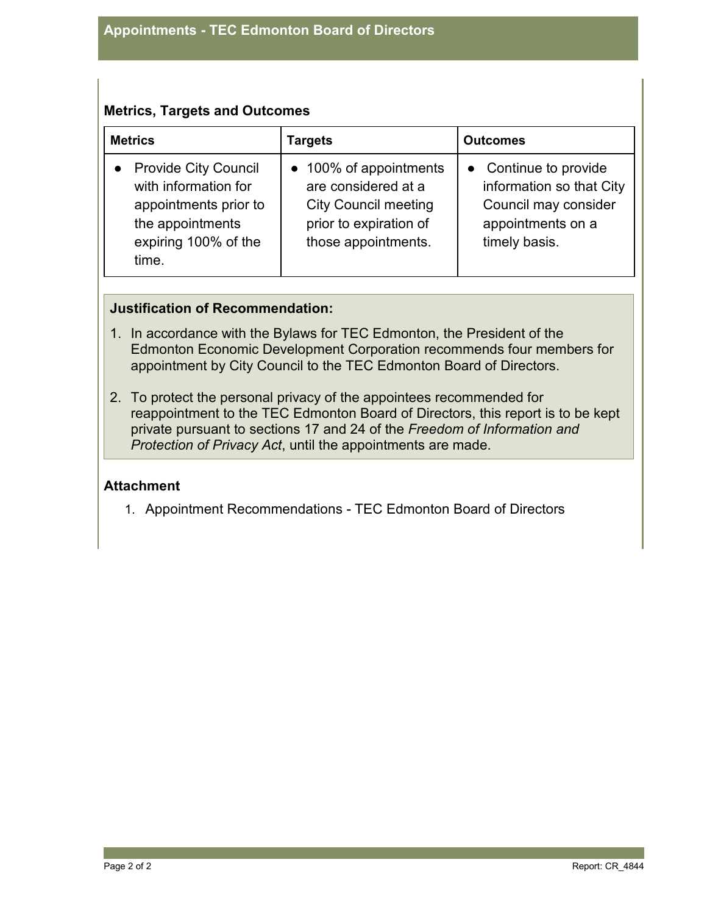### Metrics, Targets and Outcomes

| Metrics | Targets | Outcomes |
|---|---|---|
| • Provide City Council with information for appointments prior to the appointments expiring 100% of the time. | • 100% of appointments are considered at a City Council meeting prior to expiration of those appointments. | • Continue to provide information so that City Council may consider appointments on a timely basis. |

**Justification of Recommendation:**

1. In accordance with the Bylaws for TEC Edmonton, the President of the Edmonton Economic Development Corporation recommends four members for appointment by City Council to the TEC Edmonton Board of Directors.
2. To protect the personal privacy of the appointees recommended for reappointment to the TEC Edmonton Board of Directors, this report is to be kept private pursuant to sections 17 and 24 of the *Freedom of Information and Protection of Privacy Act*, until the appointments are made.

### Attachment

1. Appointment Recommendations - TEC Edmonton Board of Directors